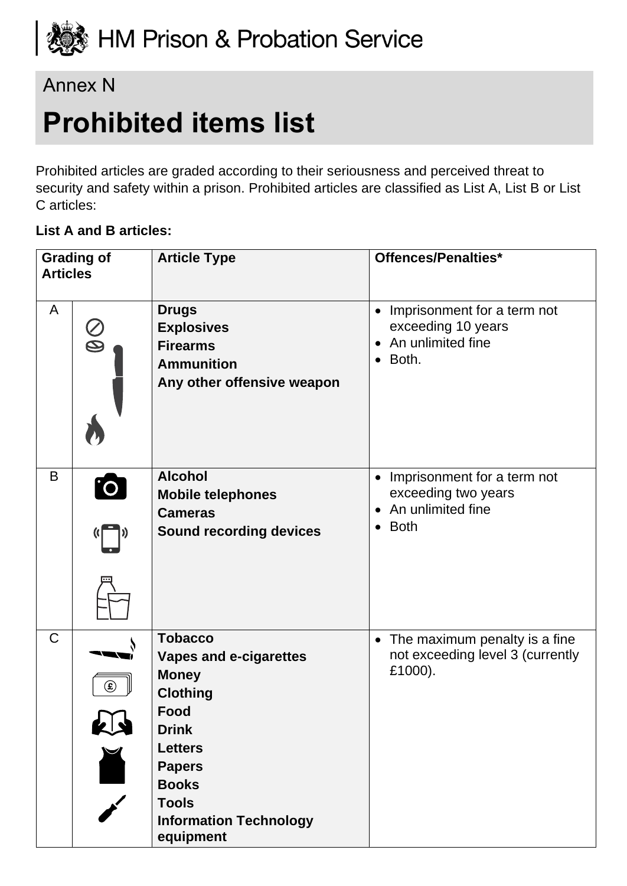HM Prison & Probation Service

Annex N

# Prohibited items list

Prohibited articles are graded according to their seriousness and perceived threat to security and safety within a prison. Prohibited articles are classified as List A, List B or List C articles:

**List A and B articles:**

| Grading of Articles | | Article Type | Offences/Penalties* |
|---|---|---|---|
| A | | **Drugs**<br>**Explosives**<br>**Firearms**<br>**Ammunition**<br>**Any other offensive weapon** | • Imprisonment for a term not exceeding 10 years<br>• An unlimited fine<br>• Both. |
| B | | **Alcohol**<br>**Mobile telephones**<br>**Cameras**<br>**Sound recording devices** | • Imprisonment for a term not exceeding two years<br>• An unlimited fine<br>• Both |
| C | | **Tobacco**<br>**Vapes and e-cigarettes**<br>**Money**<br>**Clothing**<br>**Food**<br>**Drink**<br>**Letters**<br>**Papers**<br>**Books**<br>**Tools**<br>**Information Technology equipment** | • The maximum penalty is a fine not exceeding level 3 (currently £1000). |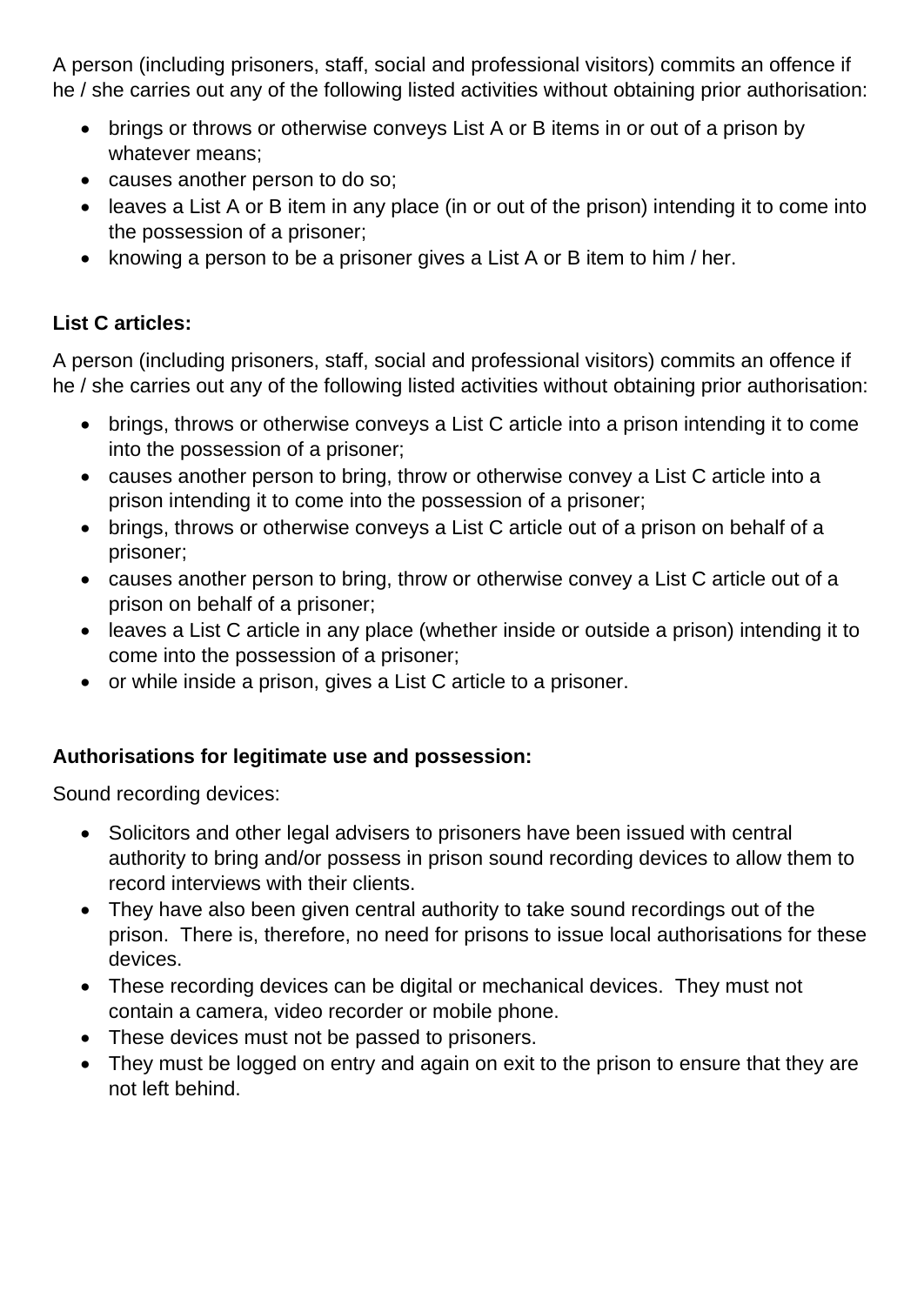A person (including prisoners, staff, social and professional visitors) commits an offence if he / she carries out any of the following listed activities without obtaining prior authorisation:

- brings or throws or otherwise conveys List A or B items in or out of a prison by whatever means;
- causes another person to do so;
- leaves a List A or B item in any place (in or out of the prison) intending it to come into the possession of a prisoner;
- knowing a person to be a prisoner gives a List A or B item to him / her.

**List C articles:**

A person (including prisoners, staff, social and professional visitors) commits an offence if he / she carries out any of the following listed activities without obtaining prior authorisation:

- brings, throws or otherwise conveys a List C article into a prison intending it to come into the possession of a prisoner;
- causes another person to bring, throw or otherwise convey a List C article into a prison intending it to come into the possession of a prisoner;
- brings, throws or otherwise conveys a List C article out of a prison on behalf of a prisoner;
- causes another person to bring, throw or otherwise convey a List C article out of a prison on behalf of a prisoner;
- leaves a List C article in any place (whether inside or outside a prison) intending it to come into the possession of a prisoner;
- or while inside a prison, gives a List C article to a prisoner.

**Authorisations for legitimate use and possession:**

Sound recording devices:

- Solicitors and other legal advisers to prisoners have been issued with central authority to bring and/or possess in prison sound recording devices to allow them to record interviews with their clients.
- They have also been given central authority to take sound recordings out of the prison. There is, therefore, no need for prisons to issue local authorisations for these devices.
- These recording devices can be digital or mechanical devices. They must not contain a camera, video recorder or mobile phone.
- These devices must not be passed to prisoners.
- They must be logged on entry and again on exit to the prison to ensure that they are not left behind.